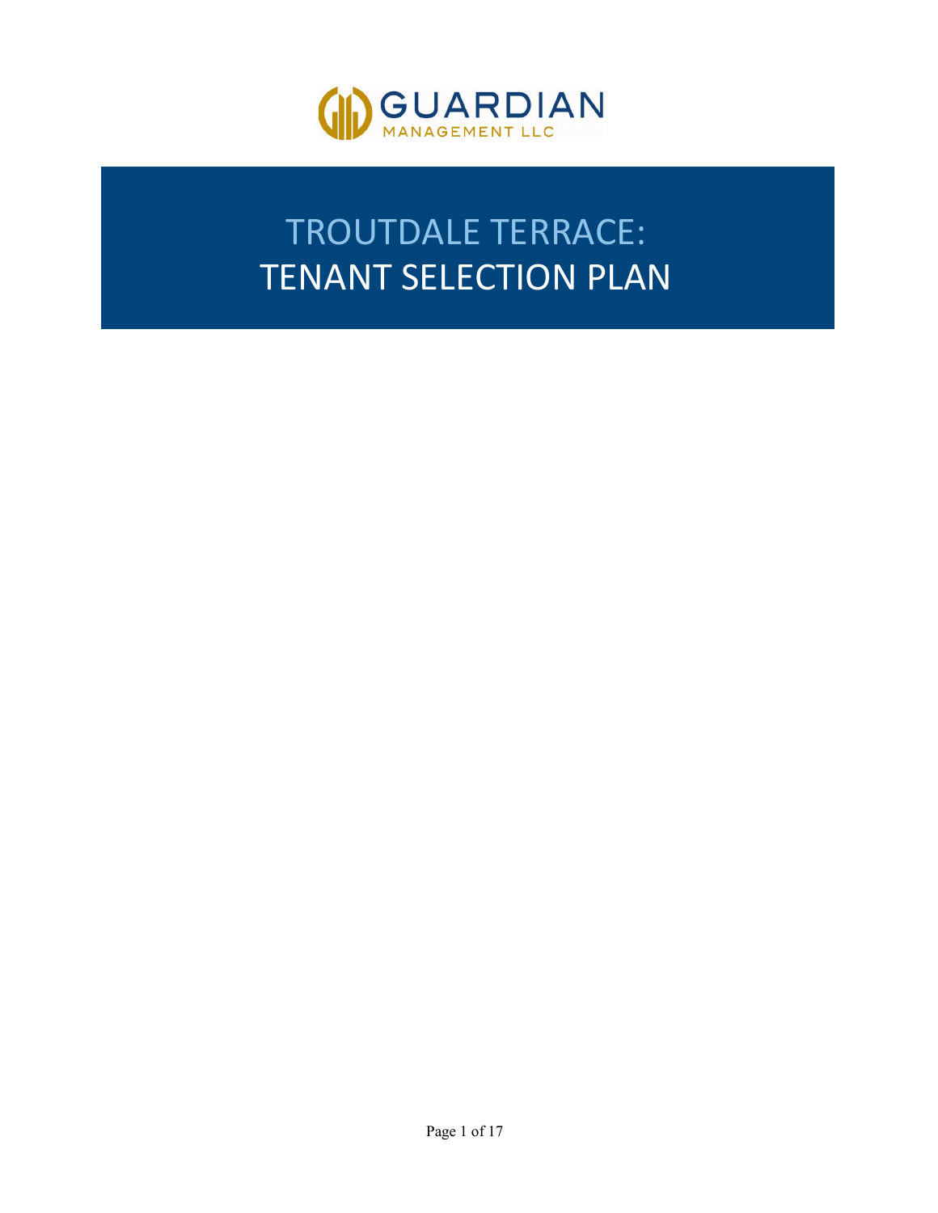GUARDIAN
MANAGEMENT LLC

# TROUTDALE TERRACE:
# TENANT SELECTION PLAN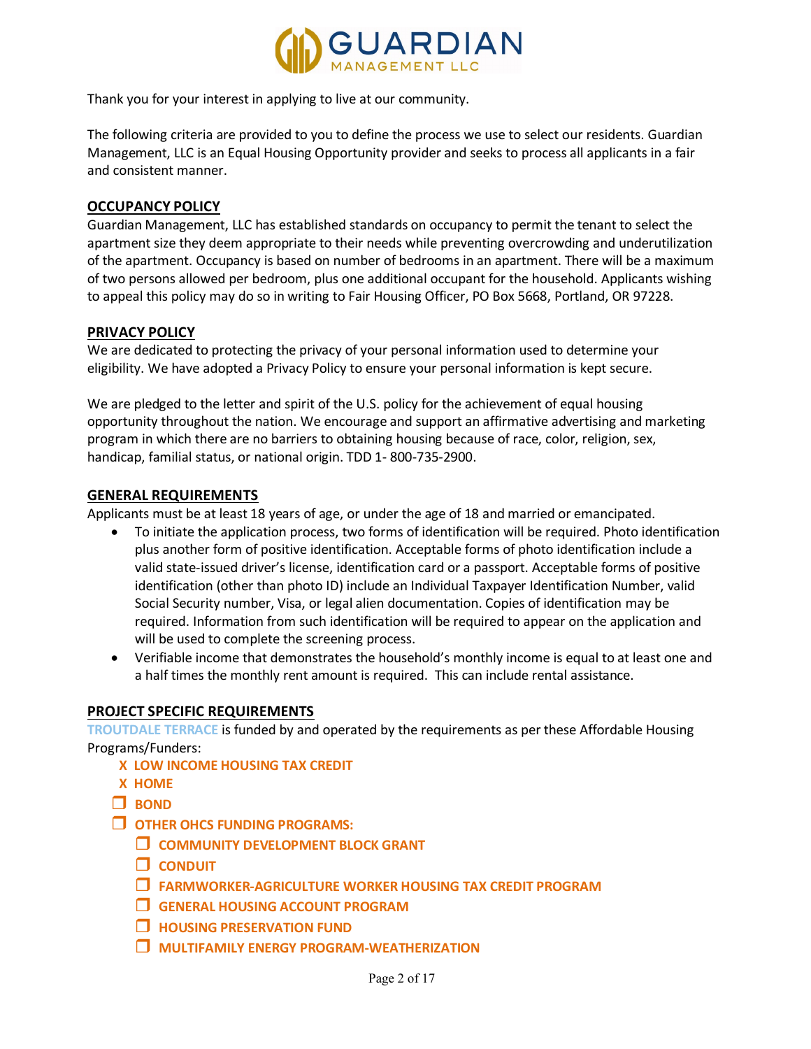GUARDIAN
MANAGEMENT LLC

Thank you for your interest in applying to live at our community.

The following criteria are provided to you to define the process we use to select our residents. Guardian Management, LLC is an Equal Housing Opportunity provider and seeks to process all applicants in a fair and consistent manner.

## OCCUPANCY POLICY

Guardian Management, LLC has established standards on occupancy to permit the tenant to select the apartment size they deem appropriate to their needs while preventing overcrowding and underutilization of the apartment. Occupancy is based on number of bedrooms in an apartment. There will be a maximum of two persons allowed per bedroom, plus one additional occupant for the household. Applicants wishing to appeal this policy may do so in writing to Fair Housing Officer, PO Box 5668, Portland, OR 97228.

## PRIVACY POLICY

We are dedicated to protecting the privacy of your personal information used to determine your eligibility. We have adopted a Privacy Policy to ensure your personal information is kept secure.

We are pledged to the letter and spirit of the U.S. policy for the achievement of equal housing opportunity throughout the nation. We encourage and support an affirmative advertising and marketing program in which there are no barriers to obtaining housing because of race, color, religion, sex, handicap, familial status, or national origin. TDD 1- 800-735-2900.

## GENERAL REQUIREMENTS

Applicants must be at least 18 years of age, or under the age of 18 and married or emancipated.

- To initiate the application process, two forms of identification will be required. Photo identification plus another form of positive identification. Acceptable forms of photo identification include a valid state-issued driver's license, identification card or a passport. Acceptable forms of positive identification (other than photo ID) include an Individual Taxpayer Identification Number, valid Social Security number, Visa, or legal alien documentation. Copies of identification may be required. Information from such identification will be required to appear on the application and will be used to complete the screening process.
- Verifiable income that demonstrates the household's monthly income is equal to at least one and a half times the monthly rent amount is required. This can include rental assistance.

## PROJECT SPECIFIC REQUIREMENTS

TROUTDALE TERRACE is funded by and operated by the requirements as per these Affordable Housing Programs/Funders:

- X **LOW INCOME HOUSING TAX CREDIT**
- X **HOME**
- ☐ **BOND**
- ☐ **OTHER OHCS FUNDING PROGRAMS:**
  - ☐ **COMMUNITY DEVELOPMENT BLOCK GRANT**
  - ☐ **CONDUIT**
  - ☐ **FARMWORKER-AGRICULTURE WORKER HOUSING TAX CREDIT PROGRAM**
  - ☐ **GENERAL HOUSING ACCOUNT PROGRAM**
  - ☐ **HOUSING PRESERVATION FUND**
  - ☐ **MULTIFAMILY ENERGY PROGRAM-WEATHERIZATION**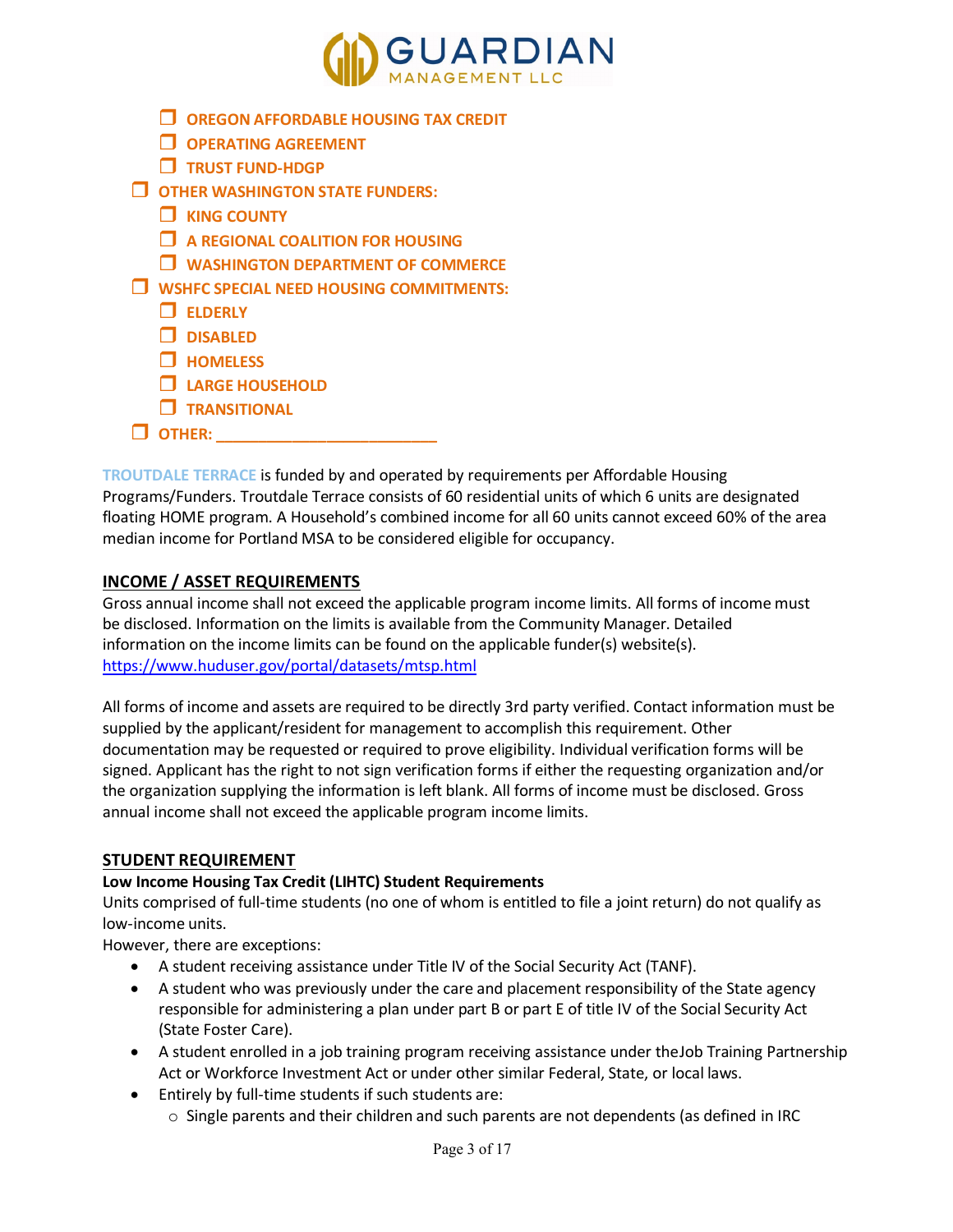- ❒ **OREGON AFFORDABLE HOUSING TAX CREDIT**
  - ❒ **OPERATING AGREEMENT**
  - ❒ **TRUST FUND-HDGP**
- ❒ **OTHER WASHINGTON STATE FUNDERS:**
  - ❒ **KING COUNTY**
  - ❒ **A REGIONAL COALITION FOR HOUSING**
  - ❒ **WASHINGTON DEPARTMENT OF COMMERCE**
- ❒ **WSHFC SPECIAL NEED HOUSING COMMITMENTS:**
  - ❒ **ELDERLY**
  - ❒ **DISABLED**
  - ❒ **HOMELESS**
  - ❒ **LARGE HOUSEHOLD**
  - ❒ **TRANSITIONAL**
- ❒ **OTHER: ___________________________**

TROUTDALE TERRACE is funded by and operated by requirements per Affordable Housing Programs/Funders. Troutdale Terrace consists of 60 residential units of which 6 units are designated floating HOME program. A Household's combined income for all 60 units cannot exceed 60% of the area median income for Portland MSA to be considered eligible for occupancy.

## INCOME / ASSET REQUIREMENTS

Gross annual income shall not exceed the applicable program income limits. All forms of income must be disclosed. Information on the limits is available from the Community Manager. Detailed information on the income limits can be found on the applicable funder(s) website(s). https://www.huduser.gov/portal/datasets/mtsp.html

All forms of income and assets are required to be directly 3rd party verified. Contact information must be supplied by the applicant/resident for management to accomplish this requirement. Other documentation may be requested or required to prove eligibility. Individual verification forms will be signed. Applicant has the right to not sign verification forms if either the requesting organization and/or the organization supplying the information is left blank. All forms of income must be disclosed. Gross annual income shall not exceed the applicable program income limits.

## STUDENT REQUIREMENT

**Low Income Housing Tax Credit (LIHTC) Student Requirements**

Units comprised of full-time students (no one of whom is entitled to file a joint return) do not qualify as low-income units.

However, there are exceptions:

- A student receiving assistance under Title IV of the Social Security Act (TANF).
- A student who was previously under the care and placement responsibility of the State agency responsible for administering a plan under part B or part E of title IV of the Social Security Act (State Foster Care).
- A student enrolled in a job training program receiving assistance under theJob Training Partnership Act or Workforce Investment Act or under other similar Federal, State, or local laws.
- Entirely by full-time students if such students are:
  - Single parents and their children and such parents are not dependents (as defined in IRC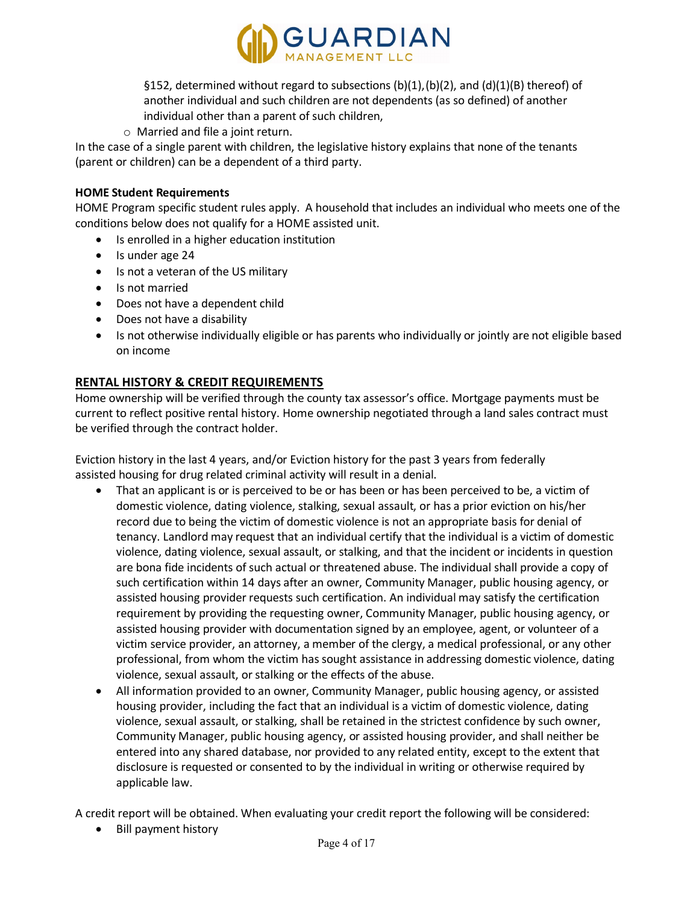§152, determined without regard to subsections (b)(1),(b)(2), and (d)(1)(B) thereof) of another individual and such children are not dependents (as so defined) of another individual other than a parent of such children,

  - Married and file a joint return.

In the case of a single parent with children, the legislative history explains that none of the tenants (parent or children) can be a dependent of a third party.

**HOME Student Requirements**

HOME Program specific student rules apply. A household that includes an individual who meets one of the conditions below does not qualify for a HOME assisted unit.

- Is enrolled in a higher education institution
- Is under age 24
- Is not a veteran of the US military
- Is not married
- Does not have a dependent child
- Does not have a disability
- Is not otherwise individually eligible or has parents who individually or jointly are not eligible based on income

## RENTAL HISTORY & CREDIT REQUIREMENTS

Home ownership will be verified through the county tax assessor's office. Mortgage payments must be current to reflect positive rental history. Home ownership negotiated through a land sales contract must be verified through the contract holder.

Eviction history in the last 4 years, and/or Eviction history for the past 3 years from federally assisted housing for drug related criminal activity will result in a denial.

- That an applicant is or is perceived to be or has been or has been perceived to be, a victim of domestic violence, dating violence, stalking, sexual assault, or has a prior eviction on his/her record due to being the victim of domestic violence is not an appropriate basis for denial of tenancy. Landlord may request that an individual certify that the individual is a victim of domestic violence, dating violence, sexual assault, or stalking, and that the incident or incidents in question are bona fide incidents of such actual or threatened abuse. The individual shall provide a copy of such certification within 14 days after an owner, Community Manager, public housing agency, or assisted housing provider requests such certification. An individual may satisfy the certification requirement by providing the requesting owner, Community Manager, public housing agency, or assisted housing provider with documentation signed by an employee, agent, or volunteer of a victim service provider, an attorney, a member of the clergy, a medical professional, or any other professional, from whom the victim has sought assistance in addressing domestic violence, dating violence, sexual assault, or stalking or the effects of the abuse.
- All information provided to an owner, Community Manager, public housing agency, or assisted housing provider, including the fact that an individual is a victim of domestic violence, dating violence, sexual assault, or stalking, shall be retained in the strictest confidence by such owner, Community Manager, public housing agency, or assisted housing provider, and shall neither be entered into any shared database, nor provided to any related entity, except to the extent that disclosure is requested or consented to by the individual in writing or otherwise required by applicable law.

A credit report will be obtained. When evaluating your credit report the following will be considered:

- Bill payment history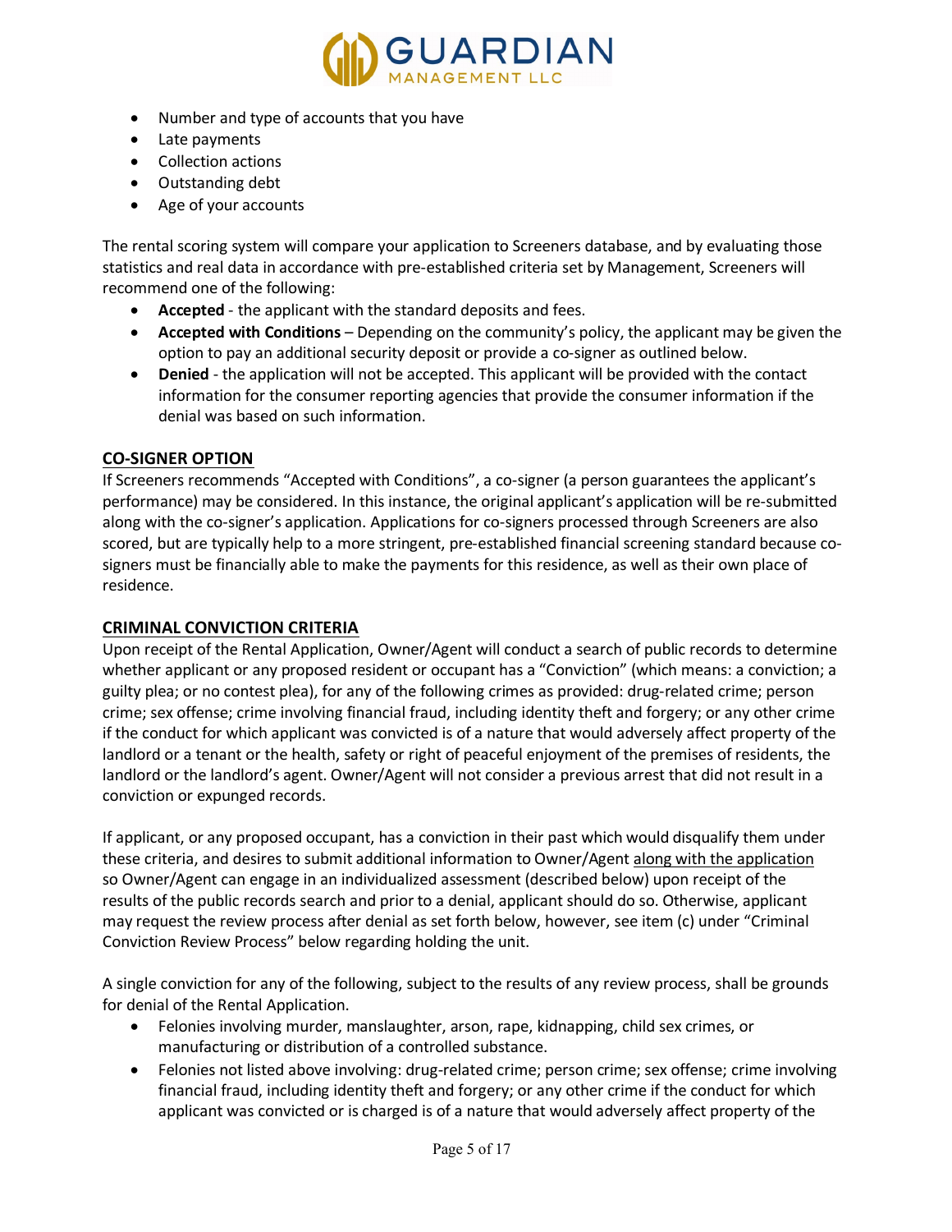- Number and type of accounts that you have
- Late payments
- Collection actions
- Outstanding debt
- Age of your accounts

The rental scoring system will compare your application to Screeners database, and by evaluating those statistics and real data in accordance with pre-established criteria set by Management, Screeners will recommend one of the following:

- **Accepted** - the applicant with the standard deposits and fees.
- **Accepted with Conditions** – Depending on the community's policy, the applicant may be given the option to pay an additional security deposit or provide a co-signer as outlined below.
- **Denied** - the application will not be accepted. This applicant will be provided with the contact information for the consumer reporting agencies that provide the consumer information if the denial was based on such information.

## CO-SIGNER OPTION

If Screeners recommends "Accepted with Conditions", a co-signer (a person guarantees the applicant's performance) may be considered. In this instance, the original applicant's application will be re-submitted along with the co-signer's application. Applications for co-signers processed through Screeners are also scored, but are typically help to a more stringent, pre-established financial screening standard because co-signers must be financially able to make the payments for this residence, as well as their own place of residence.

## CRIMINAL CONVICTION CRITERIA

Upon receipt of the Rental Application, Owner/Agent will conduct a search of public records to determine whether applicant or any proposed resident or occupant has a "Conviction" (which means: a conviction; a guilty plea; or no contest plea), for any of the following crimes as provided: drug-related crime; person crime; sex offense; crime involving financial fraud, including identity theft and forgery; or any other crime if the conduct for which applicant was convicted is of a nature that would adversely affect property of the landlord or a tenant or the health, safety or right of peaceful enjoyment of the premises of residents, the landlord or the landlord's agent. Owner/Agent will not consider a previous arrest that did not result in a conviction or expunged records.

If applicant, or any proposed occupant, has a conviction in their past which would disqualify them under these criteria, and desires to submit additional information to Owner/Agent along with the application so Owner/Agent can engage in an individualized assessment (described below) upon receipt of the results of the public records search and prior to a denial, applicant should do so. Otherwise, applicant may request the review process after denial as set forth below, however, see item (c) under "Criminal Conviction Review Process" below regarding holding the unit.

A single conviction for any of the following, subject to the results of any review process, shall be grounds for denial of the Rental Application.

- Felonies involving murder, manslaughter, arson, rape, kidnapping, child sex crimes, or manufacturing or distribution of a controlled substance.
- Felonies not listed above involving: drug-related crime; person crime; sex offense; crime involving financial fraud, including identity theft and forgery; or any other crime if the conduct for which applicant was convicted or is charged is of a nature that would adversely affect property of the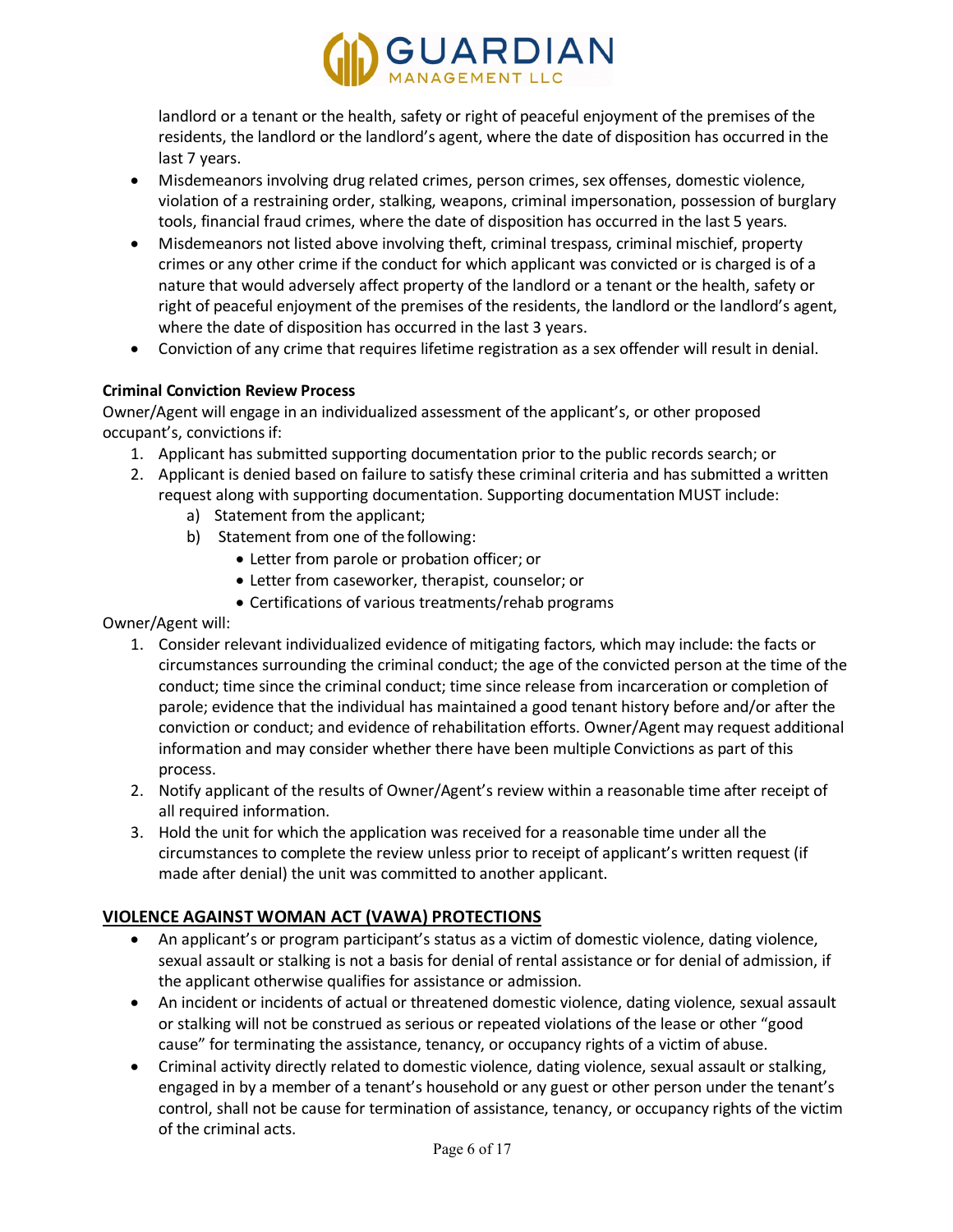landlord or a tenant or the health, safety or right of peaceful enjoyment of the premises of the residents, the landlord or the landlord's agent, where the date of disposition has occurred in the last 7 years.

- Misdemeanors involving drug related crimes, person crimes, sex offenses, domestic violence, violation of a restraining order, stalking, weapons, criminal impersonation, possession of burglary tools, financial fraud crimes, where the date of disposition has occurred in the last 5 years.
- Misdemeanors not listed above involving theft, criminal trespass, criminal mischief, property crimes or any other crime if the conduct for which applicant was convicted or is charged is of a nature that would adversely affect property of the landlord or a tenant or the health, safety or right of peaceful enjoyment of the premises of the residents, the landlord or the landlord's agent, where the date of disposition has occurred in the last 3 years.
- Conviction of any crime that requires lifetime registration as a sex offender will result in denial.

**Criminal Conviction Review Process**

Owner/Agent will engage in an individualized assessment of the applicant's, or other proposed occupant's, convictions if:

1. Applicant has submitted supporting documentation prior to the public records search; or
2. Applicant is denied based on failure to satisfy these criminal criteria and has submitted a written request along with supporting documentation. Supporting documentation MUST include:
   a) Statement from the applicant;
   b) Statement from one of the following:
      - Letter from parole or probation officer; or
      - Letter from caseworker, therapist, counselor; or
      - Certifications of various treatments/rehab programs

Owner/Agent will:

1. Consider relevant individualized evidence of mitigating factors, which may include: the facts or circumstances surrounding the criminal conduct; the age of the convicted person at the time of the conduct; time since the criminal conduct; time since release from incarceration or completion of parole; evidence that the individual has maintained a good tenant history before and/or after the conviction or conduct; and evidence of rehabilitation efforts. Owner/Agent may request additional information and may consider whether there have been multiple Convictions as part of this process.
2. Notify applicant of the results of Owner/Agent's review within a reasonable time after receipt of all required information.
3. Hold the unit for which the application was received for a reasonable time under all the circumstances to complete the review unless prior to receipt of applicant's written request (if made after denial) the unit was committed to another applicant.

## VIOLENCE AGAINST WOMAN ACT (VAWA) PROTECTIONS

- An applicant's or program participant's status as a victim of domestic violence, dating violence, sexual assault or stalking is not a basis for denial of rental assistance or for denial of admission, if the applicant otherwise qualifies for assistance or admission.
- An incident or incidents of actual or threatened domestic violence, dating violence, sexual assault or stalking will not be construed as serious or repeated violations of the lease or other "good cause" for terminating the assistance, tenancy, or occupancy rights of a victim of abuse.
- Criminal activity directly related to domestic violence, dating violence, sexual assault or stalking, engaged in by a member of a tenant's household or any guest or other person under the tenant's control, shall not be cause for termination of assistance, tenancy, or occupancy rights of the victim of the criminal acts.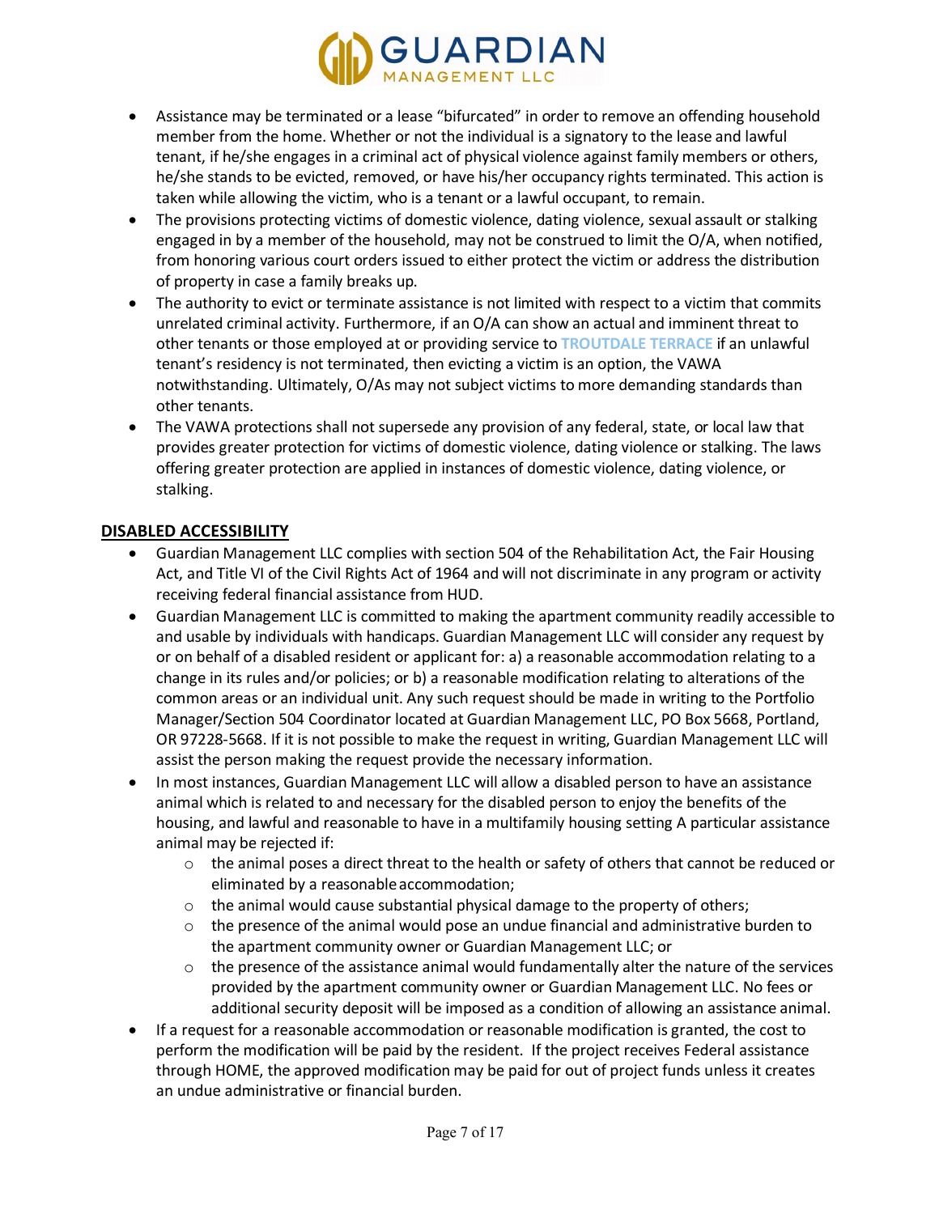- Assistance may be terminated or a lease "bifurcated" in order to remove an offending household member from the home. Whether or not the individual is a signatory to the lease and lawful tenant, if he/she engages in a criminal act of physical violence against family members or others, he/she stands to be evicted, removed, or have his/her occupancy rights terminated. This action is taken while allowing the victim, who is a tenant or a lawful occupant, to remain.
- The provisions protecting victims of domestic violence, dating violence, sexual assault or stalking engaged in by a member of the household, may not be construed to limit the O/A, when notified, from honoring various court orders issued to either protect the victim or address the distribution of property in case a family breaks up.
- The authority to evict or terminate assistance is not limited with respect to a victim that commits unrelated criminal activity. Furthermore, if an O/A can show an actual and imminent threat to other tenants or those employed at or providing service to TROUTDALE TERRACE if an unlawful tenant's residency is not terminated, then evicting a victim is an option, the VAWA notwithstanding. Ultimately, O/As may not subject victims to more demanding standards than other tenants.
- The VAWA protections shall not supersede any provision of any federal, state, or local law that provides greater protection for victims of domestic violence, dating violence or stalking. The laws offering greater protection are applied in instances of domestic violence, dating violence, or stalking.

## DISABLED ACCESSIBILITY

- Guardian Management LLC complies with section 504 of the Rehabilitation Act, the Fair Housing Act, and Title VI of the Civil Rights Act of 1964 and will not discriminate in any program or activity receiving federal financial assistance from HUD.
- Guardian Management LLC is committed to making the apartment community readily accessible to and usable by individuals with handicaps. Guardian Management LLC will consider any request by or on behalf of a disabled resident or applicant for: a) a reasonable accommodation relating to a change in its rules and/or policies; or b) a reasonable modification relating to alterations of the common areas or an individual unit. Any such request should be made in writing to the Portfolio Manager/Section 504 Coordinator located at Guardian Management LLC, PO Box 5668, Portland, OR 97228-5668. If it is not possible to make the request in writing, Guardian Management LLC will assist the person making the request provide the necessary information.
- In most instances, Guardian Management LLC will allow a disabled person to have an assistance animal which is related to and necessary for the disabled person to enjoy the benefits of the housing, and lawful and reasonable to have in a multifamily housing setting A particular assistance animal may be rejected if:
  - the animal poses a direct threat to the health or safety of others that cannot be reduced or eliminated by a reasonable accommodation;
  - the animal would cause substantial physical damage to the property of others;
  - the presence of the animal would pose an undue financial and administrative burden to the apartment community owner or Guardian Management LLC; or
  - the presence of the assistance animal would fundamentally alter the nature of the services provided by the apartment community owner or Guardian Management LLC. No fees or additional security deposit will be imposed as a condition of allowing an assistance animal.
- If a request for a reasonable accommodation or reasonable modification is granted, the cost to perform the modification will be paid by the resident. If the project receives Federal assistance through HOME, the approved modification may be paid for out of project funds unless it creates an undue administrative or financial burden.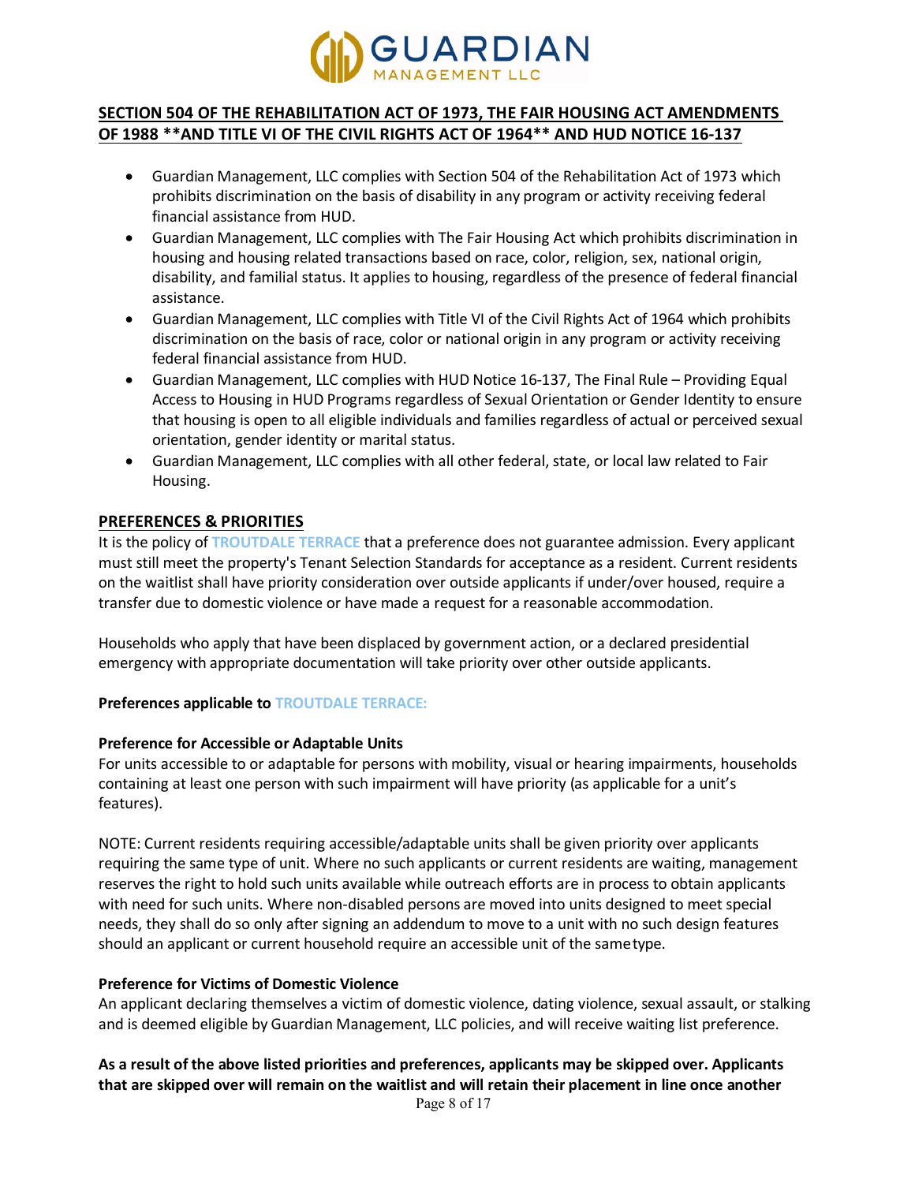## SECTION 504 OF THE REHABILITATION ACT OF 1973, THE FAIR HOUSING ACT AMENDMENTS OF 1988 **AND TITLE VI OF THE CIVIL RIGHTS ACT OF 1964** AND HUD NOTICE 16-137

- Guardian Management, LLC complies with Section 504 of the Rehabilitation Act of 1973 which prohibits discrimination on the basis of disability in any program or activity receiving federal financial assistance from HUD.
- Guardian Management, LLC complies with The Fair Housing Act which prohibits discrimination in housing and housing related transactions based on race, color, religion, sex, national origin, disability, and familial status. It applies to housing, regardless of the presence of federal financial assistance.
- Guardian Management, LLC complies with Title VI of the Civil Rights Act of 1964 which prohibits discrimination on the basis of race, color or national origin in any program or activity receiving federal financial assistance from HUD.
- Guardian Management, LLC complies with HUD Notice 16-137, The Final Rule – Providing Equal Access to Housing in HUD Programs regardless of Sexual Orientation or Gender Identity to ensure that housing is open to all eligible individuals and families regardless of actual or perceived sexual orientation, gender identity or marital status.
- Guardian Management, LLC complies with all other federal, state, or local law related to Fair Housing.

## PREFERENCES & PRIORITIES

It is the policy of TROUTDALE TERRACE that a preference does not guarantee admission. Every applicant must still meet the property's Tenant Selection Standards for acceptance as a resident. Current residents on the waitlist shall have priority consideration over outside applicants if under/over housed, require a transfer due to domestic violence or have made a request for a reasonable accommodation.

Households who apply that have been displaced by government action, or a declared presidential emergency with appropriate documentation will take priority over other outside applicants.

**Preferences applicable to TROUTDALE TERRACE:**

**Preference for Accessible or Adaptable Units**

For units accessible to or adaptable for persons with mobility, visual or hearing impairments, households containing at least one person with such impairment will have priority (as applicable for a unit's features).

NOTE: Current residents requiring accessible/adaptable units shall be given priority over applicants requiring the same type of unit. Where no such applicants or current residents are waiting, management reserves the right to hold such units available while outreach efforts are in process to obtain applicants with need for such units. Where non-disabled persons are moved into units designed to meet special needs, they shall do so only after signing an addendum to move to a unit with no such design features should an applicant or current household require an accessible unit of the same type.

**Preference for Victims of Domestic Violence**

An applicant declaring themselves a victim of domestic violence, dating violence, sexual assault, or stalking and is deemed eligible by Guardian Management, LLC policies, and will receive waiting list preference.

**As a result of the above listed priorities and preferences, applicants may be skipped over. Applicants that are skipped over will remain on the waitlist and will retain their placement in line once another**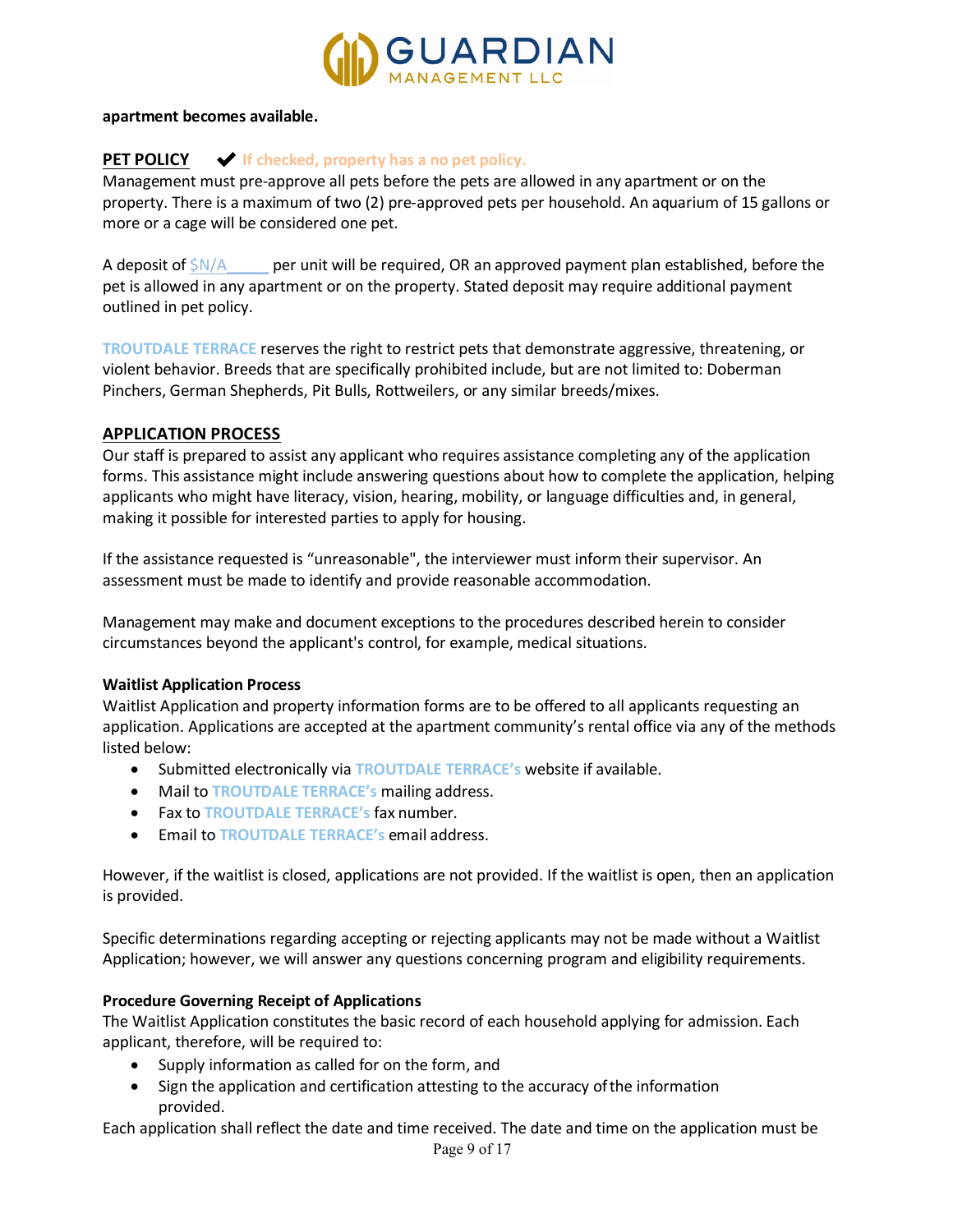**apartment becomes available.**

**PET POLICY** ✔ **If checked, property has a no pet policy.**

Management must pre-approve all pets before the pets are allowed in any apartment or on the property. There is a maximum of two (2) pre-approved pets per household. An aquarium of 15 gallons or more or a cage will be considered one pet.

A deposit of $N/A_____ per unit will be required, OR an approved payment plan established, before the pet is allowed in any apartment or on the property. Stated deposit may require additional payment outlined in pet policy.

**TROUTDALE TERRACE** reserves the right to restrict pets that demonstrate aggressive, threatening, or violent behavior. Breeds that are specifically prohibited include, but are not limited to: Doberman Pinchers, German Shepherds, Pit Bulls, Rottweilers, or any similar breeds/mixes.

**APPLICATION PROCESS**

Our staff is prepared to assist any applicant who requires assistance completing any of the application forms. This assistance might include answering questions about how to complete the application, helping applicants who might have literacy, vision, hearing, mobility, or language difficulties and, in general, making it possible for interested parties to apply for housing.

If the assistance requested is "unreasonable", the interviewer must inform their supervisor. An assessment must be made to identify and provide reasonable accommodation.

Management may make and document exceptions to the procedures described herein to consider circumstances beyond the applicant's control, for example, medical situations.

**Waitlist Application Process**

Waitlist Application and property information forms are to be offered to all applicants requesting an application. Applications are accepted at the apartment community's rental office via any of the methods listed below:

- Submitted electronically via **TROUTDALE TERRACE's** website if available.
- Mail to **TROUTDALE TERRACE's** mailing address.
- Fax to **TROUTDALE TERRACE's** fax number.
- Email to **TROUTDALE TERRACE's** email address.

However, if the waitlist is closed, applications are not provided. If the waitlist is open, then an application is provided.

Specific determinations regarding accepting or rejecting applicants may not be made without a Waitlist Application; however, we will answer any questions concerning program and eligibility requirements.

**Procedure Governing Receipt of Applications**

The Waitlist Application constitutes the basic record of each household applying for admission. Each applicant, therefore, will be required to:

- Supply information as called for on the form, and
- Sign the application and certification attesting to the accuracy of the information provided.

Each application shall reflect the date and time received. The date and time on the application must be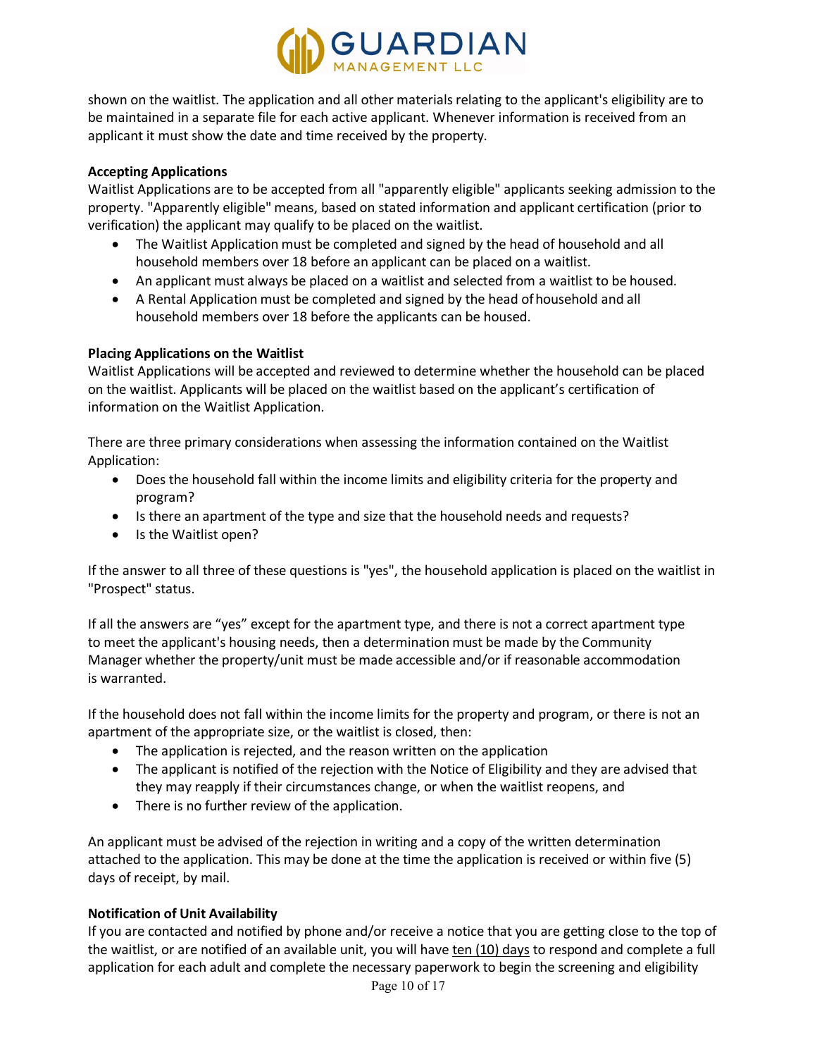shown on the waitlist. The application and all other materials relating to the applicant's eligibility are to be maintained in a separate file for each active applicant. Whenever information is received from an applicant it must show the date and time received by the property.

**Accepting Applications**

Waitlist Applications are to be accepted from all "apparently eligible" applicants seeking admission to the property. "Apparently eligible" means, based on stated information and applicant certification (prior to verification) the applicant may qualify to be placed on the waitlist.

- The Waitlist Application must be completed and signed by the head of household and all household members over 18 before an applicant can be placed on a waitlist.
- An applicant must always be placed on a waitlist and selected from a waitlist to be housed.
- A Rental Application must be completed and signed by the head of household and all household members over 18 before the applicants can be housed.

**Placing Applications on the Waitlist**

Waitlist Applications will be accepted and reviewed to determine whether the household can be placed on the waitlist. Applicants will be placed on the waitlist based on the applicant's certification of information on the Waitlist Application.

There are three primary considerations when assessing the information contained on the Waitlist Application:

- Does the household fall within the income limits and eligibility criteria for the property and program?
- Is there an apartment of the type and size that the household needs and requests?
- Is the Waitlist open?

If the answer to all three of these questions is "yes", the household application is placed on the waitlist in "Prospect" status.

If all the answers are "yes" except for the apartment type, and there is not a correct apartment type to meet the applicant's housing needs, then a determination must be made by the Community Manager whether the property/unit must be made accessible and/or if reasonable accommodation is warranted.

If the household does not fall within the income limits for the property and program, or there is not an apartment of the appropriate size, or the waitlist is closed, then:

- The application is rejected, and the reason written on the application
- The applicant is notified of the rejection with the Notice of Eligibility and they are advised that they may reapply if their circumstances change, or when the waitlist reopens, and
- There is no further review of the application.

An applicant must be advised of the rejection in writing and a copy of the written determination attached to the application. This may be done at the time the application is received or within five (5) days of receipt, by mail.

**Notification of Unit Availability**

If you are contacted and notified by phone and/or receive a notice that you are getting close to the top of the waitlist, or are notified of an available unit, you will have ten (10) days to respond and complete a full application for each adult and complete the necessary paperwork to begin the screening and eligibility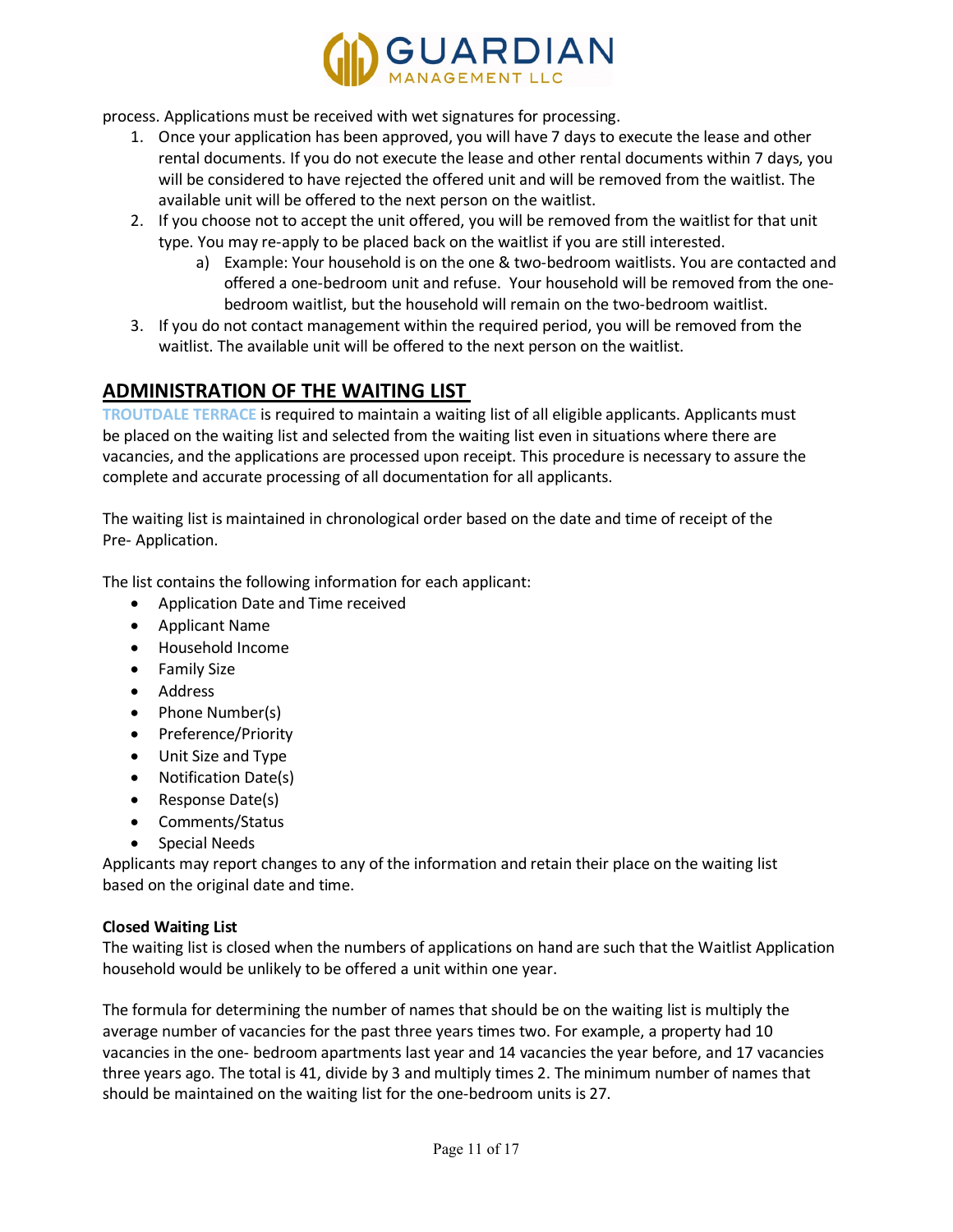process. Applications must be received with wet signatures for processing.

1. Once your application has been approved, you will have 7 days to execute the lease and other rental documents. If you do not execute the lease and other rental documents within 7 days, you will be considered to have rejected the offered unit and will be removed from the waitlist. The available unit will be offered to the next person on the waitlist.
2. If you choose not to accept the unit offered, you will be removed from the waitlist for that unit type. You may re-apply to be placed back on the waitlist if you are still interested.
   a) Example: Your household is on the one & two-bedroom waitlists. You are contacted and offered a one-bedroom unit and refuse. Your household will be removed from the one-bedroom waitlist, but the household will remain on the two-bedroom waitlist.
3. If you do not contact management within the required period, you will be removed from the waitlist. The available unit will be offered to the next person on the waitlist.

## ADMINISTRATION OF THE WAITING LIST

TROUTDALE TERRACE is required to maintain a waiting list of all eligible applicants. Applicants must be placed on the waiting list and selected from the waiting list even in situations where there are vacancies, and the applications are processed upon receipt. This procedure is necessary to assure the complete and accurate processing of all documentation for all applicants.

The waiting list is maintained in chronological order based on the date and time of receipt of the Pre- Application.

The list contains the following information for each applicant:

- Application Date and Time received
- Applicant Name
- Household Income
- Family Size
- Address
- Phone Number(s)
- Preference/Priority
- Unit Size and Type
- Notification Date(s)
- Response Date(s)
- Comments/Status
- Special Needs

Applicants may report changes to any of the information and retain their place on the waiting list based on the original date and time.

**Closed Waiting List**

The waiting list is closed when the numbers of applications on hand are such that the Waitlist Application household would be unlikely to be offered a unit within one year.

The formula for determining the number of names that should be on the waiting list is multiply the average number of vacancies for the past three years times two. For example, a property had 10 vacancies in the one- bedroom apartments last year and 14 vacancies the year before, and 17 vacancies three years ago. The total is 41, divide by 3 and multiply times 2. The minimum number of names that should be maintained on the waiting list for the one-bedroom units is 27.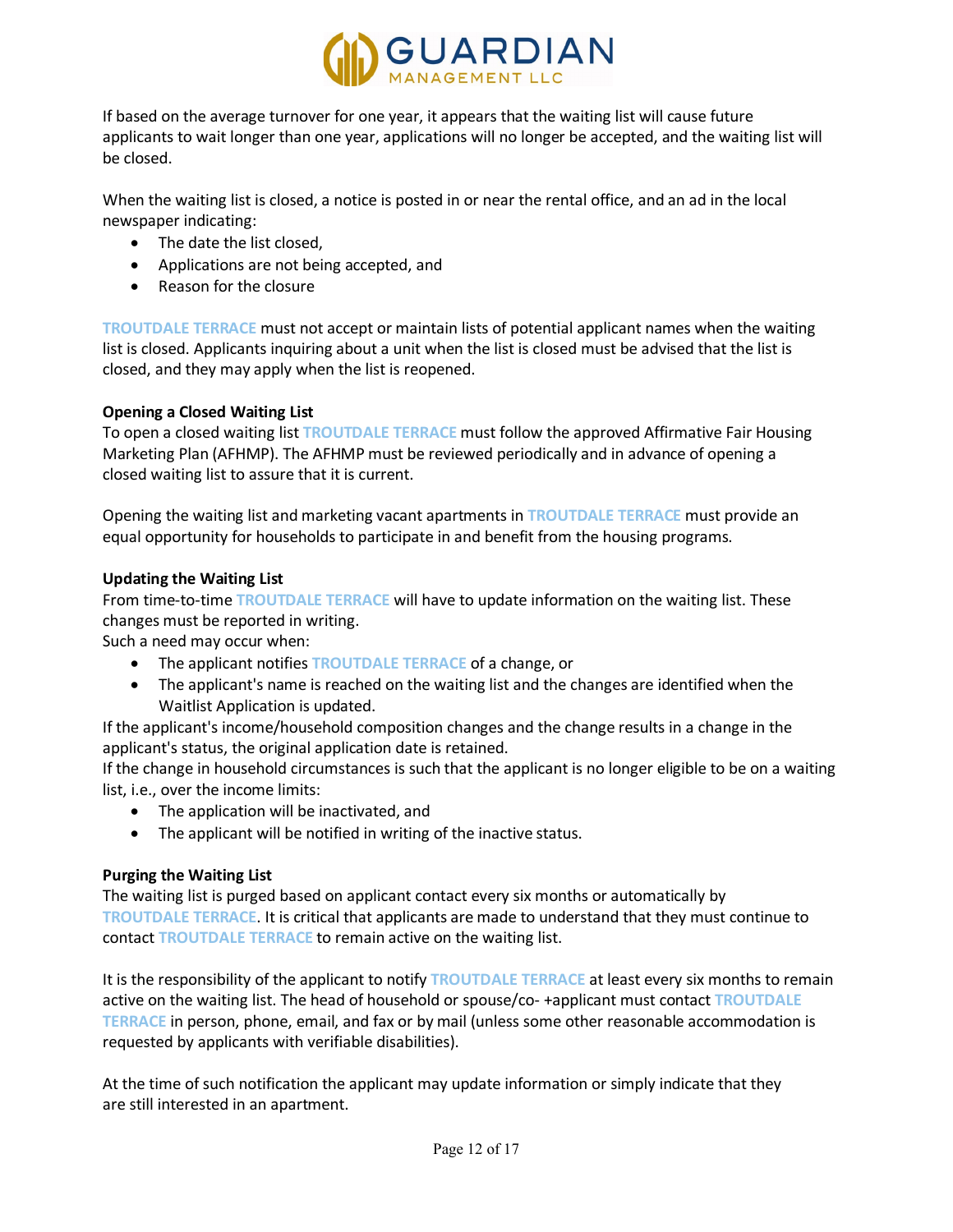If based on the average turnover for one year, it appears that the waiting list will cause future applicants to wait longer than one year, applications will no longer be accepted, and the waiting list will be closed.

When the waiting list is closed, a notice is posted in or near the rental office, and an ad in the local newspaper indicating:

- The date the list closed,
- Applications are not being accepted, and
- Reason for the closure

TROUTDALE TERRACE must not accept or maintain lists of potential applicant names when the waiting list is closed. Applicants inquiring about a unit when the list is closed must be advised that the list is closed, and they may apply when the list is reopened.

**Opening a Closed Waiting List**
To open a closed waiting list TROUTDALE TERRACE must follow the approved Affirmative Fair Housing Marketing Plan (AFHMP). The AFHMP must be reviewed periodically and in advance of opening a closed waiting list to assure that it is current.

Opening the waiting list and marketing vacant apartments in TROUTDALE TERRACE must provide an equal opportunity for households to participate in and benefit from the housing programs.

**Updating the Waiting List**
From time-to-time TROUTDALE TERRACE will have to update information on the waiting list. These changes must be reported in writing.
Such a need may occur when:

- The applicant notifies TROUTDALE TERRACE of a change, or
- The applicant's name is reached on the waiting list and the changes are identified when the Waitlist Application is updated.

If the applicant's income/household composition changes and the change results in a change in the applicant's status, the original application date is retained.
If the change in household circumstances is such that the applicant is no longer eligible to be on a waiting list, i.e., over the income limits:

- The application will be inactivated, and
- The applicant will be notified in writing of the inactive status.

**Purging the Waiting List**
The waiting list is purged based on applicant contact every six months or automatically by TROUTDALE TERRACE. It is critical that applicants are made to understand that they must continue to contact TROUTDALE TERRACE to remain active on the waiting list.

It is the responsibility of the applicant to notify TROUTDALE TERRACE at least every six months to remain active on the waiting list. The head of household or spouse/co- +applicant must contact TROUTDALE TERRACE in person, phone, email, and fax or by mail (unless some other reasonable accommodation is requested by applicants with verifiable disabilities).

At the time of such notification the applicant may update information or simply indicate that they are still interested in an apartment.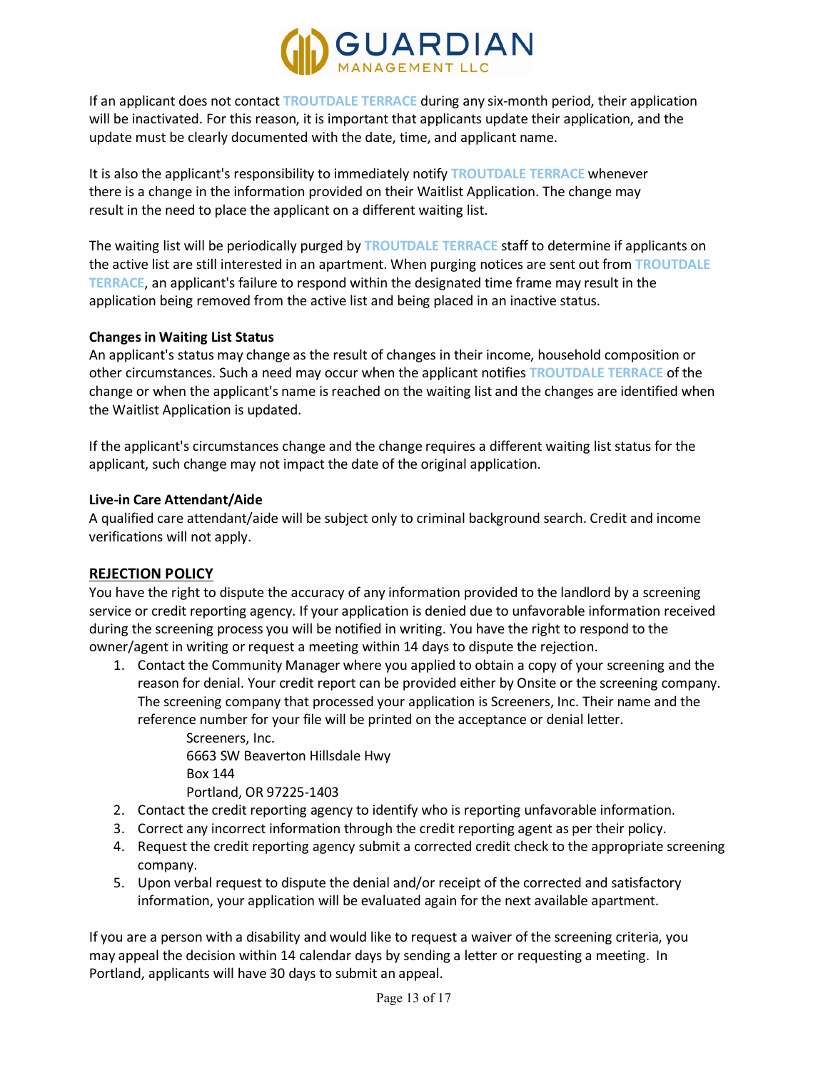If an applicant does not contact TROUTDALE TERRACE during any six-month period, their application will be inactivated. For this reason, it is important that applicants update their application, and the update must be clearly documented with the date, time, and applicant name.

It is also the applicant's responsibility to immediately notify TROUTDALE TERRACE whenever there is a change in the information provided on their Waitlist Application. The change may result in the need to place the applicant on a different waiting list.

The waiting list will be periodically purged by TROUTDALE TERRACE staff to determine if applicants on the active list are still interested in an apartment. When purging notices are sent out from TROUTDALE TERRACE, an applicant's failure to respond within the designated time frame may result in the application being removed from the active list and being placed in an inactive status.

**Changes in Waiting List Status**

An applicant's status may change as the result of changes in their income, household composition or other circumstances. Such a need may occur when the applicant notifies TROUTDALE TERRACE of the change or when the applicant's name is reached on the waiting list and the changes are identified when the Waitlist Application is updated.

If the applicant's circumstances change and the change requires a different waiting list status for the applicant, such change may not impact the date of the original application.

**Live-in Care Attendant/Aide**

A qualified care attendant/aide will be subject only to criminal background search. Credit and income verifications will not apply.

**REJECTION POLICY**

You have the right to dispute the accuracy of any information provided to the landlord by a screening service or credit reporting agency. If your application is denied due to unfavorable information received during the screening process you will be notified in writing. You have the right to respond to the owner/agent in writing or request a meeting within 14 days to dispute the rejection.

1. Contact the Community Manager where you applied to obtain a copy of your screening and the reason for denial. Your credit report can be provided either by Onsite or the screening company. The screening company that processed your application is Screeners, Inc. Their name and the reference number for your file will be printed on the acceptance or denial letter.

   Screeners, Inc.
   6663 SW Beaverton Hillsdale Hwy
   Box 144
   Portland, OR 97225-1403

2. Contact the credit reporting agency to identify who is reporting unfavorable information.
3. Correct any incorrect information through the credit reporting agent as per their policy.
4. Request the credit reporting agency submit a corrected credit check to the appropriate screening company.
5. Upon verbal request to dispute the denial and/or receipt of the corrected and satisfactory information, your application will be evaluated again for the next available apartment.

If you are a person with a disability and would like to request a waiver of the screening criteria, you may appeal the decision within 14 calendar days by sending a letter or requesting a meeting. In Portland, applicants will have 30 days to submit an appeal.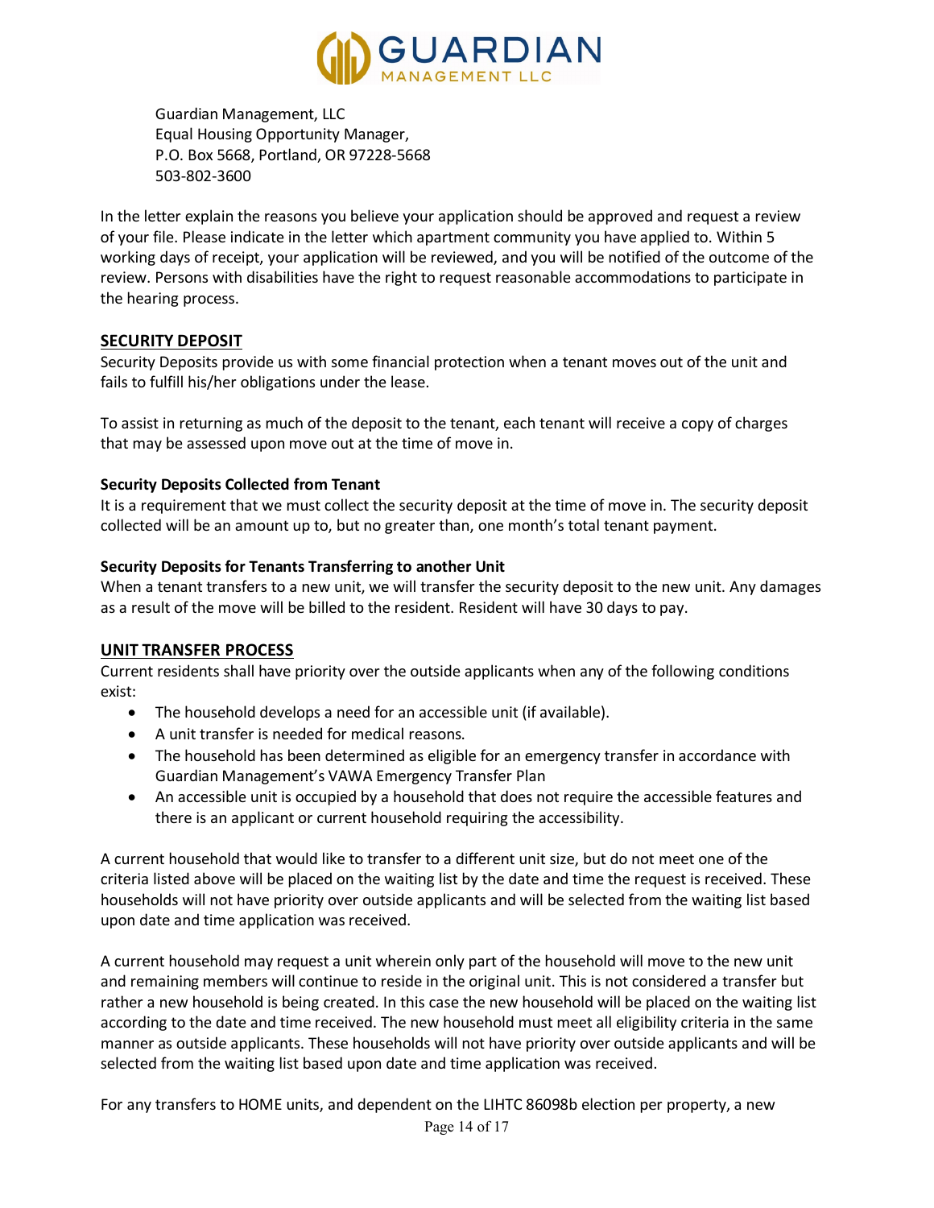Guardian Management, LLC
Equal Housing Opportunity Manager,
P.O. Box 5668, Portland, OR 97228-5668
503-802-3600

In the letter explain the reasons you believe your application should be approved and request a review of your file. Please indicate in the letter which apartment community you have applied to. Within 5 working days of receipt, your application will be reviewed, and you will be notified of the outcome of the review. Persons with disabilities have the right to request reasonable accommodations to participate in the hearing process.

## SECURITY DEPOSIT

Security Deposits provide us with some financial protection when a tenant moves out of the unit and fails to fulfill his/her obligations under the lease.

To assist in returning as much of the deposit to the tenant, each tenant will receive a copy of charges that may be assessed upon move out at the time of move in.

### Security Deposits Collected from Tenant

It is a requirement that we must collect the security deposit at the time of move in. The security deposit collected will be an amount up to, but no greater than, one month's total tenant payment.

### Security Deposits for Tenants Transferring to another Unit

When a tenant transfers to a new unit, we will transfer the security deposit to the new unit. Any damages as a result of the move will be billed to the resident. Resident will have 30 days to pay.

## UNIT TRANSFER PROCESS

Current residents shall have priority over the outside applicants when any of the following conditions exist:

- The household develops a need for an accessible unit (if available).
- A unit transfer is needed for medical reasons.
- The household has been determined as eligible for an emergency transfer in accordance with Guardian Management's VAWA Emergency Transfer Plan
- An accessible unit is occupied by a household that does not require the accessible features and there is an applicant or current household requiring the accessibility.

A current household that would like to transfer to a different unit size, but do not meet one of the criteria listed above will be placed on the waiting list by the date and time the request is received. These households will not have priority over outside applicants and will be selected from the waiting list based upon date and time application was received.

A current household may request a unit wherein only part of the household will move to the new unit and remaining members will continue to reside in the original unit. This is not considered a transfer but rather a new household is being created. In this case the new household will be placed on the waiting list according to the date and time received. The new household must meet all eligibility criteria in the same manner as outside applicants. These households will not have priority over outside applicants and will be selected from the waiting list based upon date and time application was received.

For any transfers to HOME units, and dependent on the LIHTC 86098b election per property, a new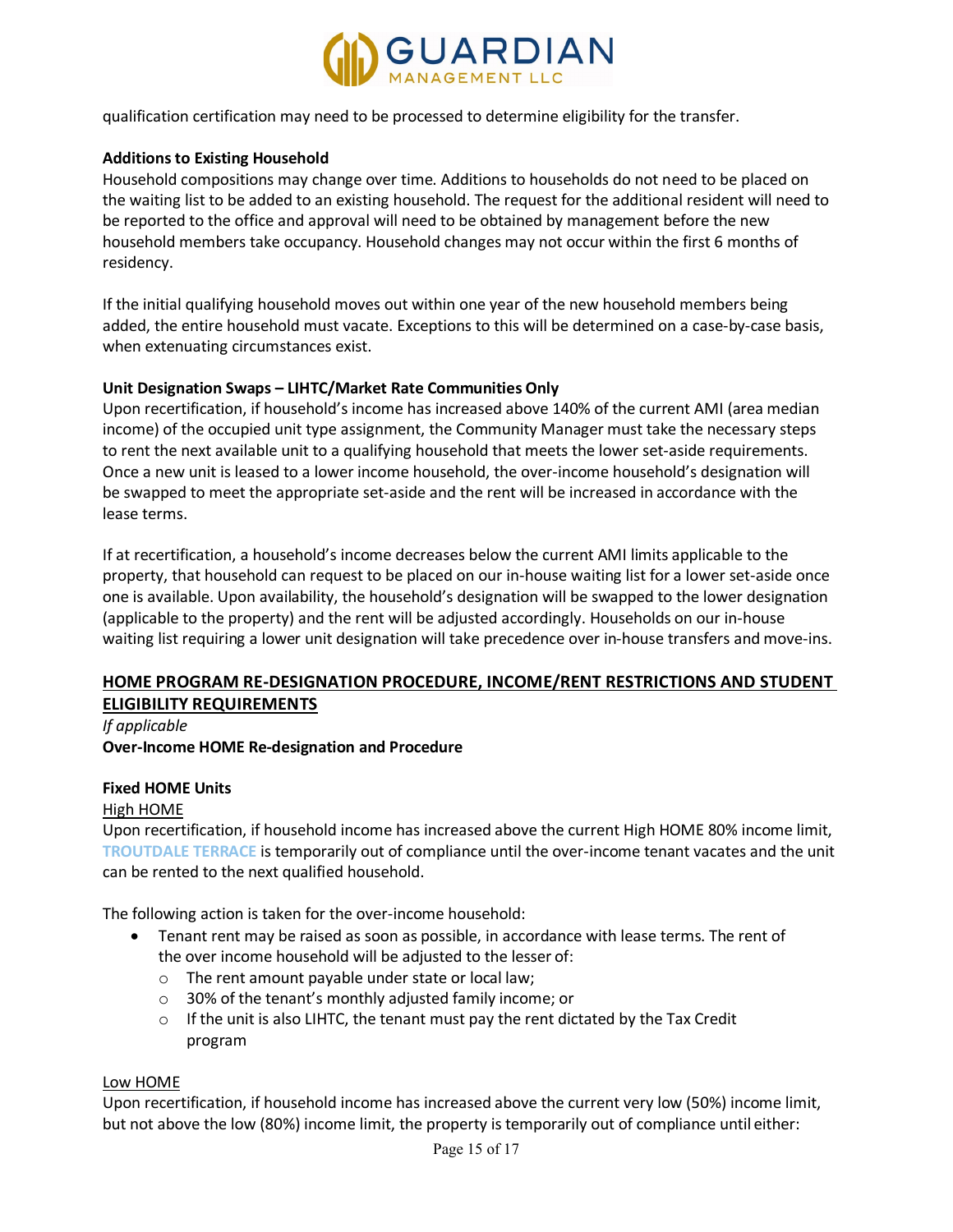qualification certification may need to be processed to determine eligibility for the transfer.

**Additions to Existing Household**

Household compositions may change over time. Additions to households do not need to be placed on the waiting list to be added to an existing household. The request for the additional resident will need to be reported to the office and approval will need to be obtained by management before the new household members take occupancy. Household changes may not occur within the first 6 months of residency.

If the initial qualifying household moves out within one year of the new household members being added, the entire household must vacate. Exceptions to this will be determined on a case-by-case basis, when extenuating circumstances exist.

**Unit Designation Swaps – LIHTC/Market Rate Communities Only**

Upon recertification, if household's income has increased above 140% of the current AMI (area median income) of the occupied unit type assignment, the Community Manager must take the necessary steps to rent the next available unit to a qualifying household that meets the lower set-aside requirements. Once a new unit is leased to a lower income household, the over-income household's designation will be swapped to meet the appropriate set-aside and the rent will be increased in accordance with the lease terms.

If at recertification, a household's income decreases below the current AMI limits applicable to the property, that household can request to be placed on our in-house waiting list for a lower set-aside once one is available. Upon availability, the household's designation will be swapped to the lower designation (applicable to the property) and the rent will be adjusted accordingly. Households on our in-house waiting list requiring a lower unit designation will take precedence over in-house transfers and move-ins.

## HOME PROGRAM RE-DESIGNATION PROCEDURE, INCOME/RENT RESTRICTIONS AND STUDENT ELIGIBILITY REQUIREMENTS

*If applicable*

**Over-Income HOME Re-designation and Procedure**

**Fixed HOME Units**

High HOME

Upon recertification, if household income has increased above the current High HOME 80% income limit, TROUTDALE TERRACE is temporarily out of compliance until the over-income tenant vacates and the unit can be rented to the next qualified household.

The following action is taken for the over-income household:

- Tenant rent may be raised as soon as possible, in accordance with lease terms. The rent of the over income household will be adjusted to the lesser of:
  - The rent amount payable under state or local law;
  - 30% of the tenant's monthly adjusted family income; or
  - If the unit is also LIHTC, the tenant must pay the rent dictated by the Tax Credit program

Low HOME

Upon recertification, if household income has increased above the current very low (50%) income limit, but not above the low (80%) income limit, the property is temporarily out of compliance until either: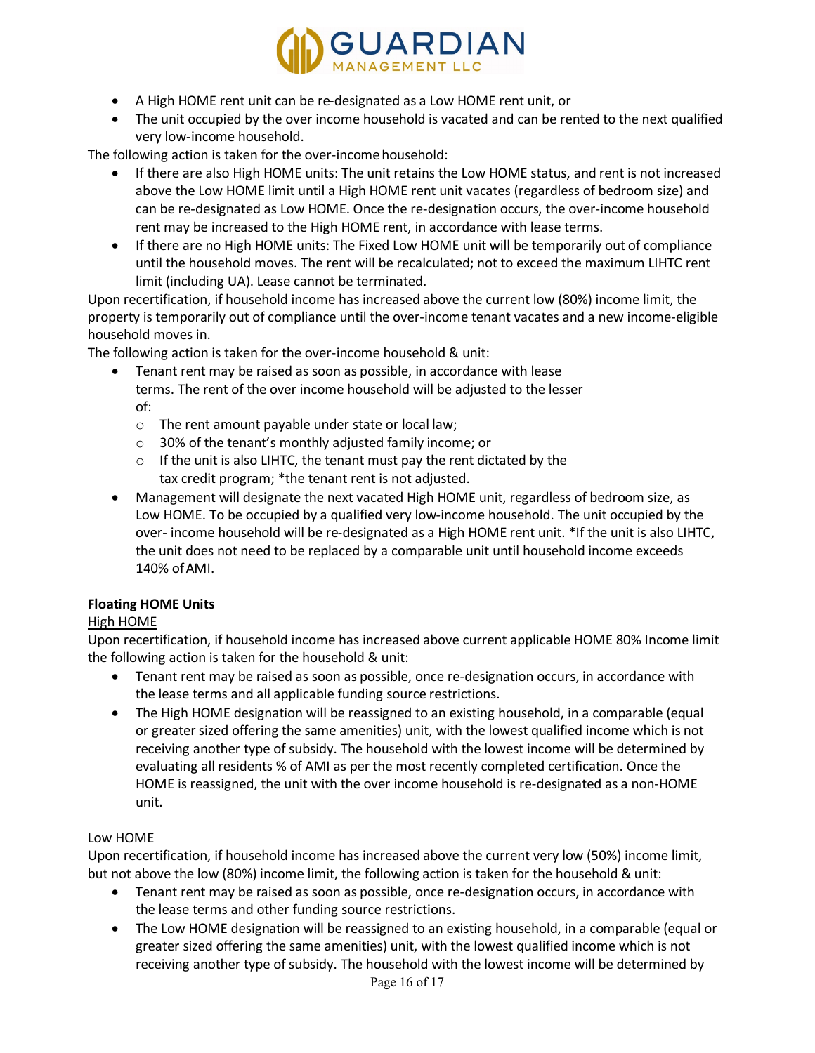- A High HOME rent unit can be re-designated as a Low HOME rent unit, or
- The unit occupied by the over income household is vacated and can be rented to the next qualified very low-income household.

The following action is taken for the over-income household:

- If there are also High HOME units: The unit retains the Low HOME status, and rent is not increased above the Low HOME limit until a High HOME rent unit vacates (regardless of bedroom size) and can be re-designated as Low HOME. Once the re-designation occurs, the over-income household rent may be increased to the High HOME rent, in accordance with lease terms.
- If there are no High HOME units: The Fixed Low HOME unit will be temporarily out of compliance until the household moves. The rent will be recalculated; not to exceed the maximum LIHTC rent limit (including UA). Lease cannot be terminated.

Upon recertification, if household income has increased above the current low (80%) income limit, the property is temporarily out of compliance until the over-income tenant vacates and a new income-eligible household moves in.

The following action is taken for the over-income household & unit:

- Tenant rent may be raised as soon as possible, in accordance with lease terms. The rent of the over income household will be adjusted to the lesser of:
  - The rent amount payable under state or local law;
  - 30% of the tenant's monthly adjusted family income; or
  - If the unit is also LIHTC, the tenant must pay the rent dictated by the tax credit program; *the tenant rent is not adjusted.
- Management will designate the next vacated High HOME unit, regardless of bedroom size, as Low HOME. To be occupied by a qualified very low-income household. The unit occupied by the over- income household will be re-designated as a High HOME rent unit. *If the unit is also LIHTC, the unit does not need to be replaced by a comparable unit until household income exceeds 140% of AMI.

**Floating HOME Units**

High HOME

Upon recertification, if household income has increased above current applicable HOME 80% Income limit the following action is taken for the household & unit:

- Tenant rent may be raised as soon as possible, once re-designation occurs, in accordance with the lease terms and all applicable funding source restrictions.
- The High HOME designation will be reassigned to an existing household, in a comparable (equal or greater sized offering the same amenities) unit, with the lowest qualified income which is not receiving another type of subsidy. The household with the lowest income will be determined by evaluating all residents % of AMI as per the most recently completed certification. Once the HOME is reassigned, the unit with the over income household is re-designated as a non-HOME unit.

Low HOME

Upon recertification, if household income has increased above the current very low (50%) income limit, but not above the low (80%) income limit, the following action is taken for the household & unit:

- Tenant rent may be raised as soon as possible, once re-designation occurs, in accordance with the lease terms and other funding source restrictions.
- The Low HOME designation will be reassigned to an existing household, in a comparable (equal or greater sized offering the same amenities) unit, with the lowest qualified income which is not receiving another type of subsidy. The household with the lowest income will be determined by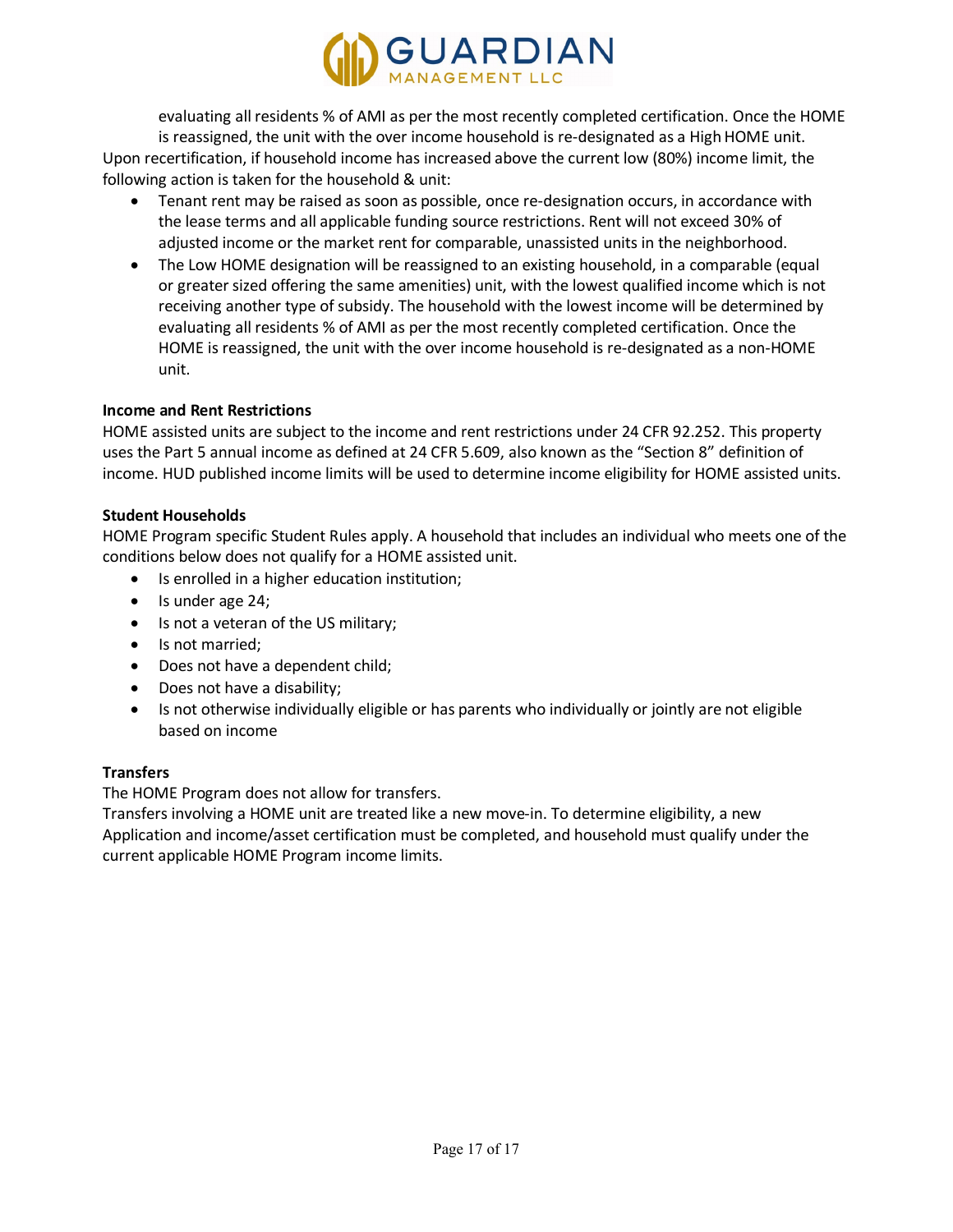evaluating all residents % of AMI as per the most recently completed certification. Once the HOME is reassigned, the unit with the over income household is re-designated as a High HOME unit.

Upon recertification, if household income has increased above the current low (80%) income limit, the following action is taken for the household & unit:

- Tenant rent may be raised as soon as possible, once re-designation occurs, in accordance with the lease terms and all applicable funding source restrictions. Rent will not exceed 30% of adjusted income or the market rent for comparable, unassisted units in the neighborhood.
- The Low HOME designation will be reassigned to an existing household, in a comparable (equal or greater sized offering the same amenities) unit, with the lowest qualified income which is not receiving another type of subsidy. The household with the lowest income will be determined by evaluating all residents % of AMI as per the most recently completed certification. Once the HOME is reassigned, the unit with the over income household is re-designated as a non-HOME unit.

**Income and Rent Restrictions**

HOME assisted units are subject to the income and rent restrictions under 24 CFR 92.252. This property uses the Part 5 annual income as defined at 24 CFR 5.609, also known as the "Section 8" definition of income. HUD published income limits will be used to determine income eligibility for HOME assisted units.

**Student Households**

HOME Program specific Student Rules apply. A household that includes an individual who meets one of the conditions below does not qualify for a HOME assisted unit.

- Is enrolled in a higher education institution;
- Is under age 24;
- Is not a veteran of the US military;
- Is not married;
- Does not have a dependent child;
- Does not have a disability;
- Is not otherwise individually eligible or has parents who individually or jointly are not eligible based on income

**Transfers**

The HOME Program does not allow for transfers.

Transfers involving a HOME unit are treated like a new move-in. To determine eligibility, a new Application and income/asset certification must be completed, and household must qualify under the current applicable HOME Program income limits.